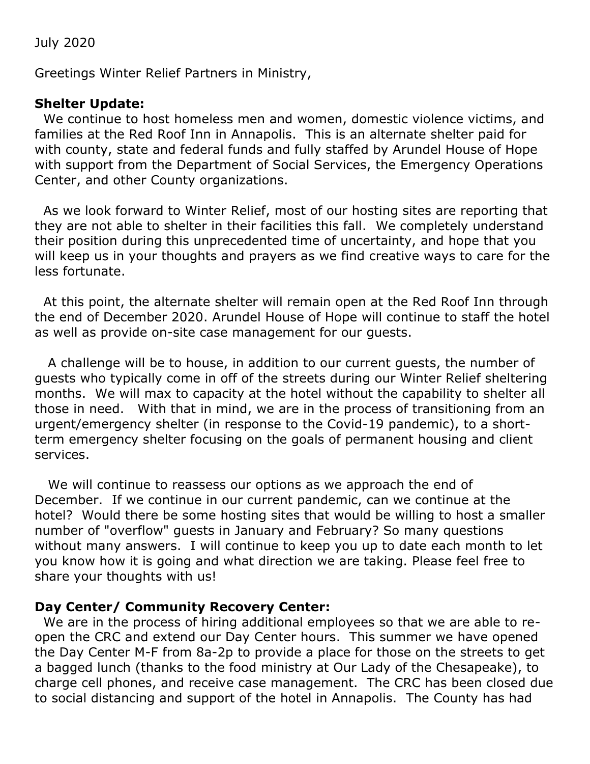July 2020

Greetings Winter Relief Partners in Ministry,

**Shelter Update:**

We continue to host homeless men and women, domestic violence victims, and families at the Red Roof Inn in Annapolis. This is an alternate shelter paid for with county, state and federal funds and fully staffed by Arundel House of Hope with support from the Department of Social Services, the Emergency Operations Center, and other County organizations.

As we look forward to Winter Relief, most of our hosting sites are reporting that they are not able to shelter in their facilities this fall. We completely understand their position during this unprecedented time of uncertainty, and hope that you will keep us in your thoughts and prayers as we find creative ways to care for the less fortunate.

At this point, the alternate shelter will remain open at the Red Roof Inn through the end of December 2020. Arundel House of Hope will continue to staff the hotel as well as provide on-site case management for our guests.

A challenge will be to house, in addition to our current guests, the number of guests who typically come in off of the streets during our Winter Relief sheltering months. We will max to capacity at the hotel without the capability to shelter all those in need. With that in mind, we are in the process of transitioning from an urgent/emergency shelter (in response to the Covid-19 pandemic), to a short-term emergency shelter focusing on the goals of permanent housing and client services.

We will continue to reassess our options as we approach the end of December. If we continue in our current pandemic, can we continue at the hotel? Would there be some hosting sites that would be willing to host a smaller number of "overflow" guests in January and February? So many questions without many answers. I will continue to keep you up to date each month to let you know how it is going and what direction we are taking. Please feel free to share your thoughts with us!

**Day Center/ Community Recovery Center:**

We are in the process of hiring additional employees so that we are able to re-open the CRC and extend our Day Center hours. This summer we have opened the Day Center M-F from 8a-2p to provide a place for those on the streets to get a bagged lunch (thanks to the food ministry at Our Lady of the Chesapeake), to charge cell phones, and receive case management. The CRC has been closed due to social distancing and support of the hotel in Annapolis. The County has had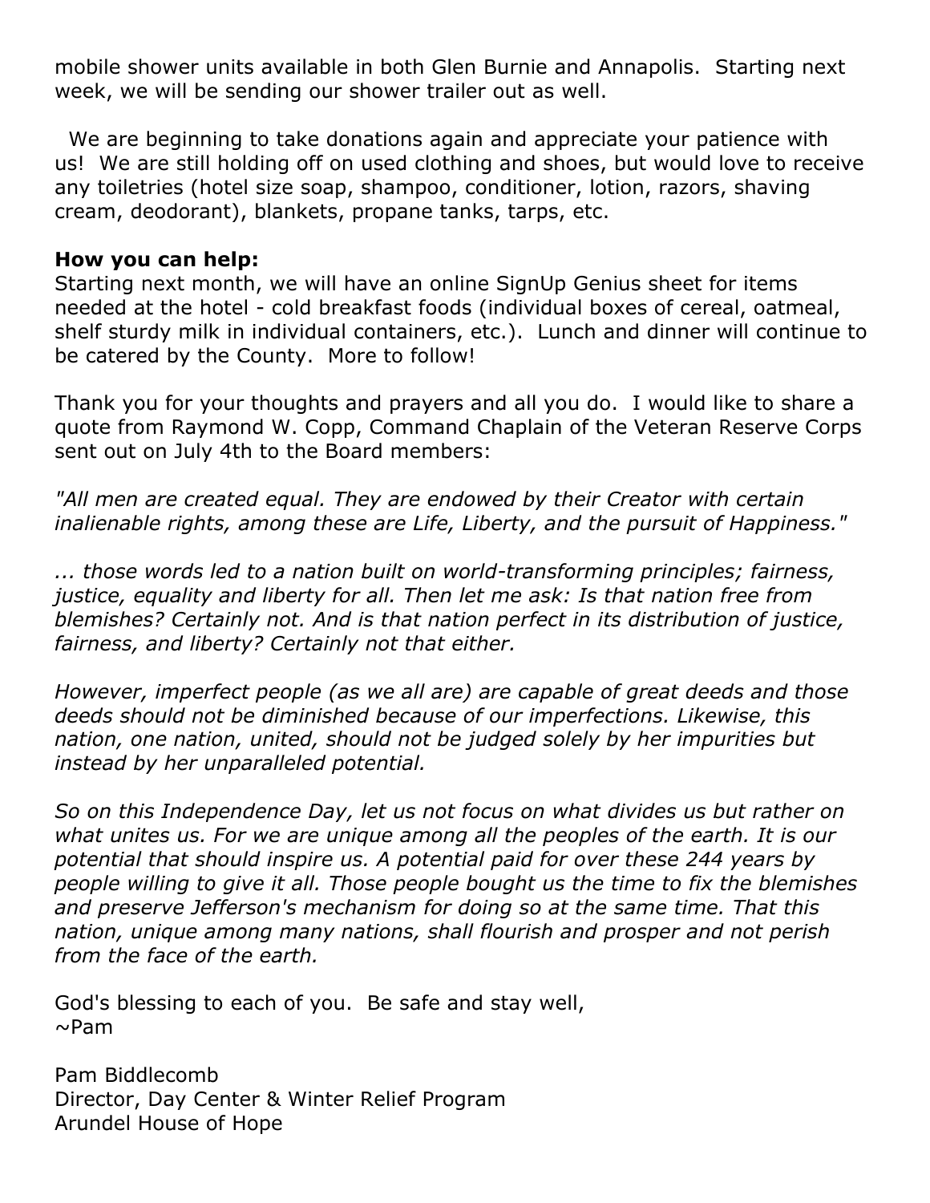mobile shower units available in both Glen Burnie and Annapolis. Starting next week, we will be sending our shower trailer out as well.

We are beginning to take donations again and appreciate your patience with us! We are still holding off on used clothing and shoes, but would love to receive any toiletries (hotel size soap, shampoo, conditioner, lotion, razors, shaving cream, deodorant), blankets, propane tanks, tarps, etc.

**How you can help:**
Starting next month, we will have an online SignUp Genius sheet for items needed at the hotel - cold breakfast foods (individual boxes of cereal, oatmeal, shelf sturdy milk in individual containers, etc.). Lunch and dinner will continue to be catered by the County. More to follow!

Thank you for your thoughts and prayers and all you do. I would like to share a quote from Raymond W. Copp, Command Chaplain of the Veteran Reserve Corps sent out on July 4th to the Board members:

*"All men are created equal. They are endowed by their Creator with certain inalienable rights, among these are Life, Liberty, and the pursuit of Happiness."*

*... those words led to a nation built on world-transforming principles; fairness, justice, equality and liberty for all. Then let me ask: Is that nation free from blemishes? Certainly not. And is that nation perfect in its distribution of justice, fairness, and liberty? Certainly not that either.*

*However, imperfect people (as we all are) are capable of great deeds and those deeds should not be diminished because of our imperfections. Likewise, this nation, one nation, united, should not be judged solely by her impurities but instead by her unparalleled potential.*

*So on this Independence Day, let us not focus on what divides us but rather on what unites us. For we are unique among all the peoples of the earth. It is our potential that should inspire us. A potential paid for over these 244 years by people willing to give it all. Those people bought us the time to fix the blemishes and preserve Jefferson's mechanism for doing so at the same time. That this nation, unique among many nations, shall flourish and prosper and not perish from the face of the earth.*

God's blessing to each of you. Be safe and stay well,
~Pam

Pam Biddlecomb
Director, Day Center & Winter Relief Program
Arundel House of Hope